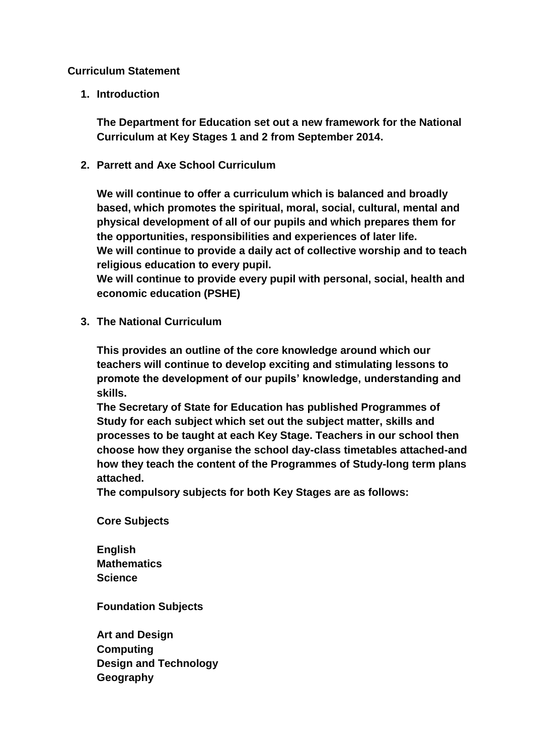# Curriculum Statement

## 1. Introduction

**The Department for Education set out a new framework for the National Curriculum at Key Stages 1 and 2 from September 2014.**

## 2. Parrett and Axe School Curriculum

**We will continue to offer a curriculum which is balanced and broadly based, which promotes the spiritual, moral, social, cultural, mental and physical development of all of our pupils and which prepares them for the opportunities, responsibilities and experiences of later life.**
**We will continue to provide a daily act of collective worship and to teach religious education to every pupil.**
**We will continue to provide every pupil with personal, social, health and economic education (PSHE)**

## 3. The National Curriculum

**This provides an outline of the core knowledge around which our teachers will continue to develop exciting and stimulating lessons to promote the development of our pupils' knowledge, understanding and skills.**
**The Secretary of State for Education has published Programmes of Study for each subject which set out the subject matter, skills and processes to be taught at each Key Stage. Teachers in our school then choose how they organise the school day-class timetables attached-and how they teach the content of the Programmes of Study-long term plans attached.**
**The compulsory subjects for both Key Stages are as follows:**

**Core Subjects**

**English**
**Mathematics**
**Science**

**Foundation Subjects**

**Art and Design**
**Computing**
**Design and Technology**
**Geography**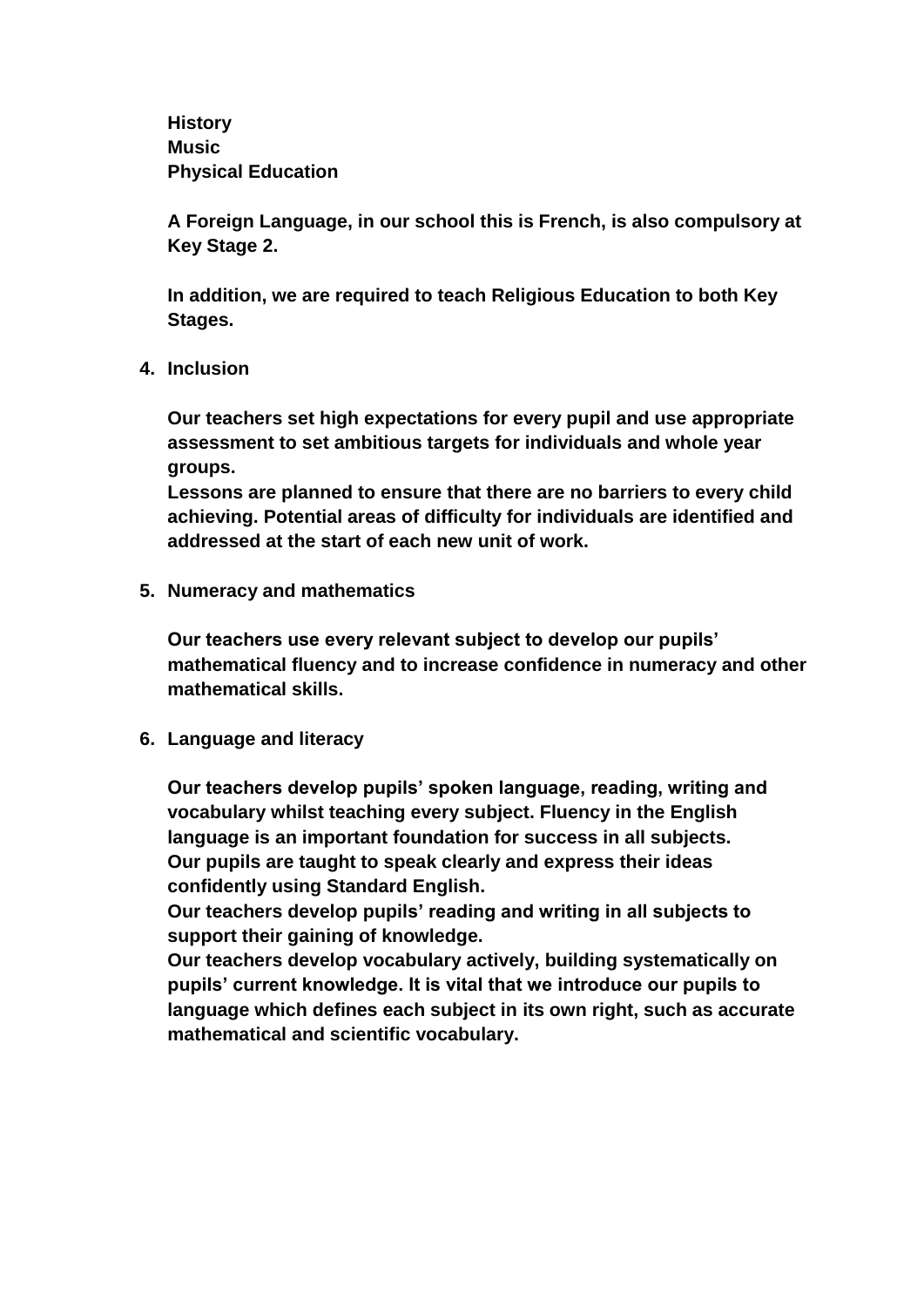**History**
**Music**
**Physical Education**

**A Foreign Language, in our school this is French, is also compulsory at Key Stage 2.**

**In addition, we are required to teach Religious Education to both Key Stages.**

4. **Inclusion**

   **Our teachers set high expectations for every pupil and use appropriate assessment to set ambitious targets for individuals and whole year groups.**
   **Lessons are planned to ensure that there are no barriers to every child achieving. Potential areas of difficulty for individuals are identified and addressed at the start of each new unit of work.**

5. **Numeracy and mathematics**

   **Our teachers use every relevant subject to develop our pupils' mathematical fluency and to increase confidence in numeracy and other mathematical skills.**

6. **Language and literacy**

   **Our teachers develop pupils' spoken language, reading, writing and vocabulary whilst teaching every subject. Fluency in the English language is an important foundation for success in all subjects.**
   **Our pupils are taught to speak clearly and express their ideas confidently using Standard English.**
   **Our teachers develop pupils' reading and writing in all subjects to support their gaining of knowledge.**
   **Our teachers develop vocabulary actively, building systematically on pupils' current knowledge. It is vital that we introduce our pupils to language which defines each subject in its own right, such as accurate mathematical and scientific vocabulary.**